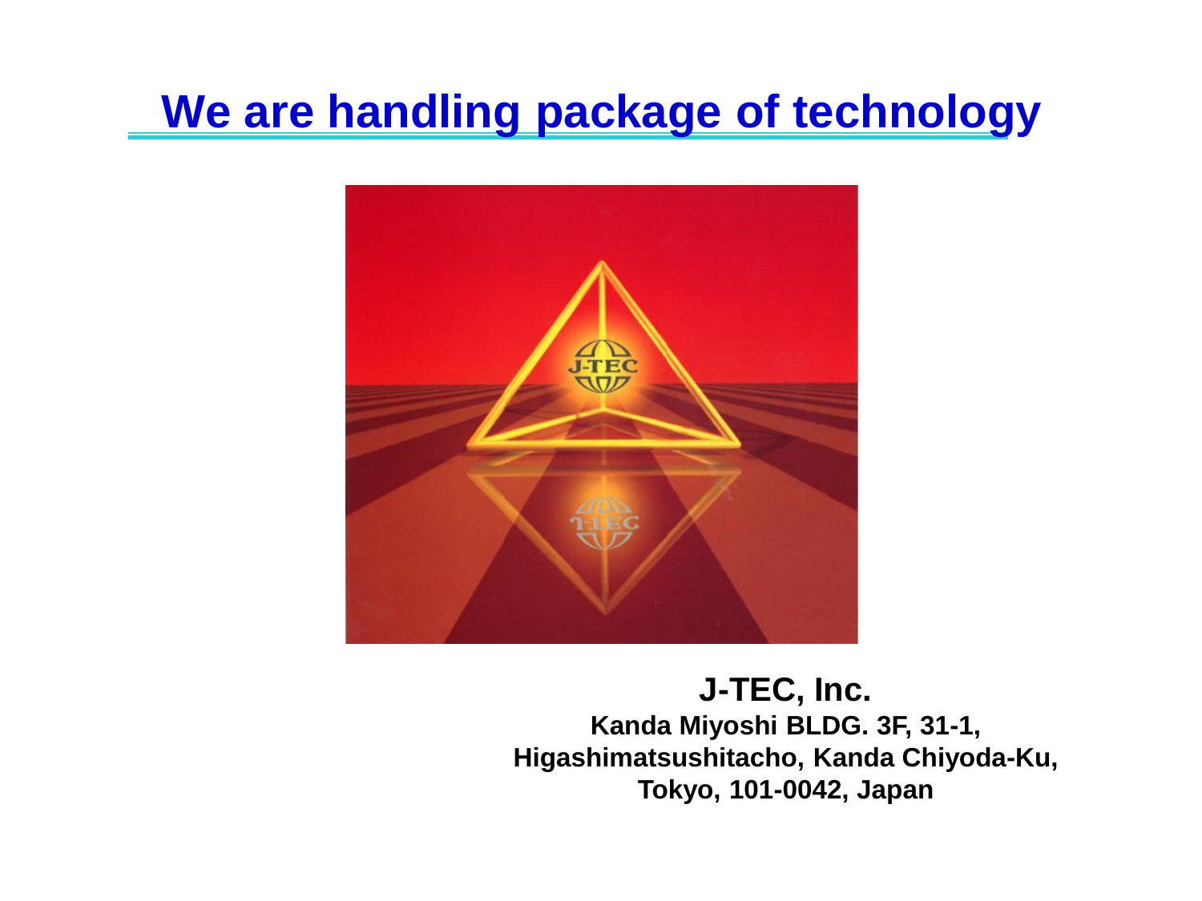# We are handling package of technology

**J-TEC, Inc.**

**Kanda Miyoshi BLDG. 3F, 31-1,**
**Higashimatsushitacho, Kanda Chiyoda-Ku,**
**Tokyo, 101-0042, Japan**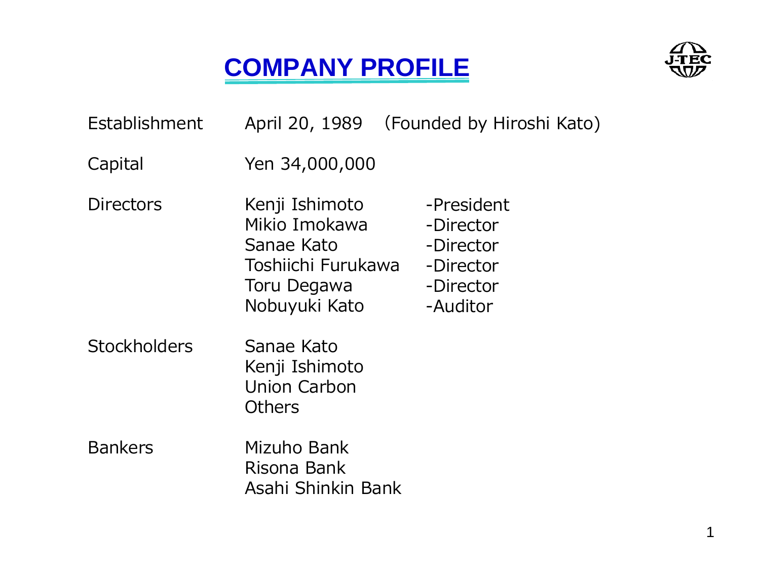# COMPANY PROFILE

| | | |
|---|---|---|
| Establishment | April 20, 1989　(Founded by Hiroshi Kato) | |
| Capital | Yen 34,000,000 | |
| Directors | Kenji Ishimoto | -President |
| | Mikio Imokawa | -Director |
| | Sanae Kato | -Director |
| | Toshiichi Furukawa | -Director |
| | Toru Degawa | -Director |
| | Nobuyuki Kato | -Auditor |
| Stockholders | Sanae Kato | |
| | Kenji Ishimoto | |
| | Union Carbon | |
| | Others | |
| Bankers | Mizuho Bank | |
| | Risona Bank | |
| | Asahi Shinkin Bank | |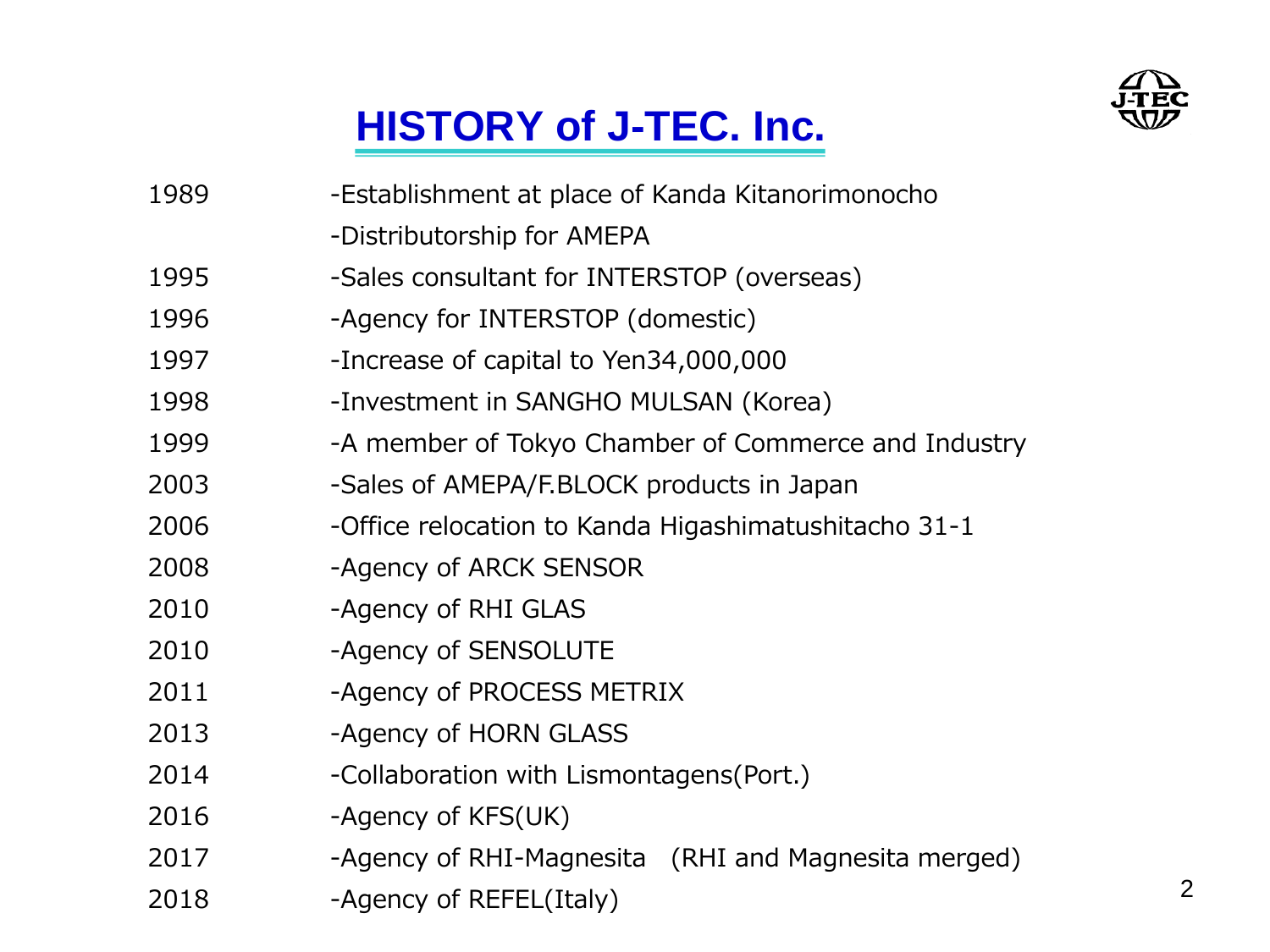# HISTORY of J-TEC. Inc.

| | |
|---|---|
| 1989 | -Establishment at place of Kanda Kitanorimonocho |
| | -Distributorship for AMEPA |
| 1995 | -Sales consultant for INTERSTOP (overseas) |
| 1996 | -Agency for INTERSTOP (domestic) |
| 1997 | -Increase of capital to Yen34,000,000 |
| 1998 | -Investment in SANGHO MULSAN (Korea) |
| 1999 | -A member of Tokyo Chamber of Commerce and Industry |
| 2003 | -Sales of AMEPA/F.BLOCK products in Japan |
| 2006 | -Office relocation to Kanda Higashimatushitacho 31-1 |
| 2008 | -Agency of ARCK SENSOR |
| 2010 | -Agency of RHI GLAS |
| 2010 | -Agency of SENSOLUTE |
| 2011 | -Agency of PROCESS METRIX |
| 2013 | -Agency of HORN GLASS |
| 2014 | -Collaboration with Lismontagens(Port.) |
| 2016 | -Agency of KFS(UK) |
| 2017 | -Agency of RHI-Magnesita (RHI and Magnesita merged) |
| 2018 | -Agency of REFEL(Italy) |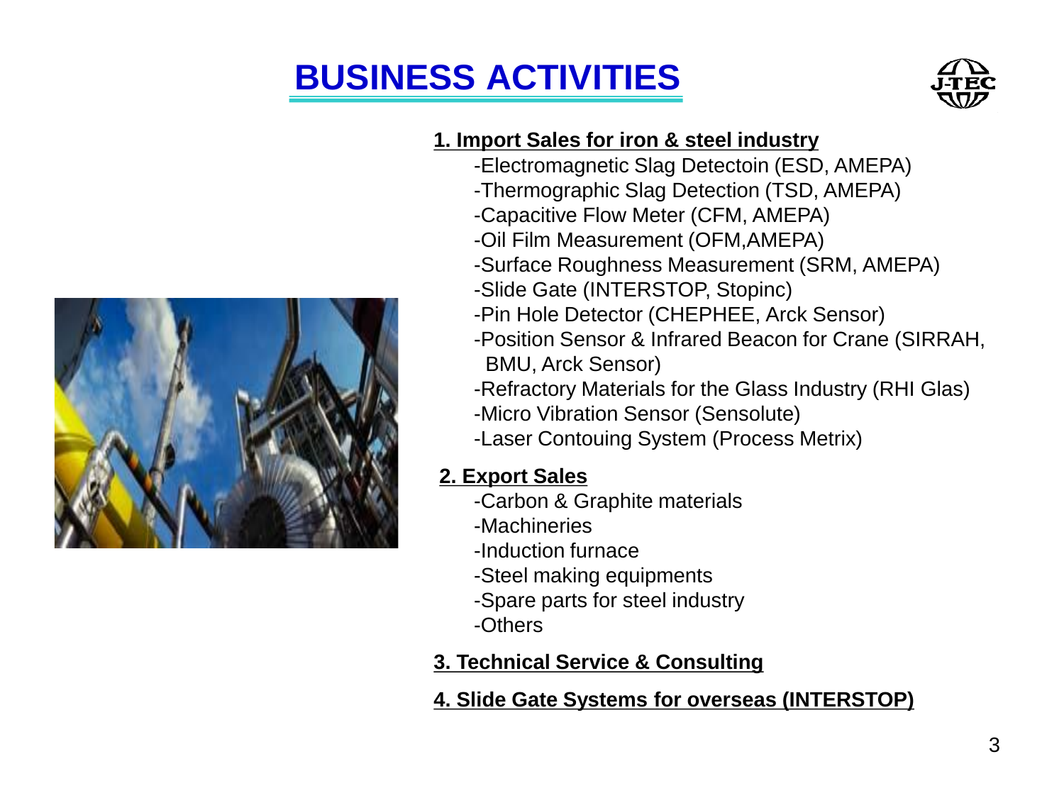# BUSINESS ACTIVITIES

**1. Import Sales for iron & steel industry**

- -Electromagnetic Slag Detectoin (ESD, AMEPA)
- -Thermographic Slag Detection (TSD, AMEPA)
- -Capacitive Flow Meter (CFM, AMEPA)
- -Oil Film Measurement (OFM,AMEPA)
- -Surface Roughness Measurement (SRM, AMEPA)
- -Slide Gate (INTERSTOP, Stopinc)
- -Pin Hole Detector (CHEPHEE, Arck Sensor)
- -Position Sensor & Infrared Beacon for Crane (SIRRAH, BMU, Arck Sensor)
- -Refractory Materials for the Glass Industry (RHI Glas)
- -Micro Vibration Sensor (Sensolute)
- -Laser Contouing System (Process Metrix)

**2. Export Sales**

- -Carbon & Graphite materials
- -Machineries
- -Induction furnace
- -Steel making equipments
- -Spare parts for steel industry
- -Others

**3. Technical Service & Consulting**

**4. Slide Gate Systems for overseas (INTERSTOP)**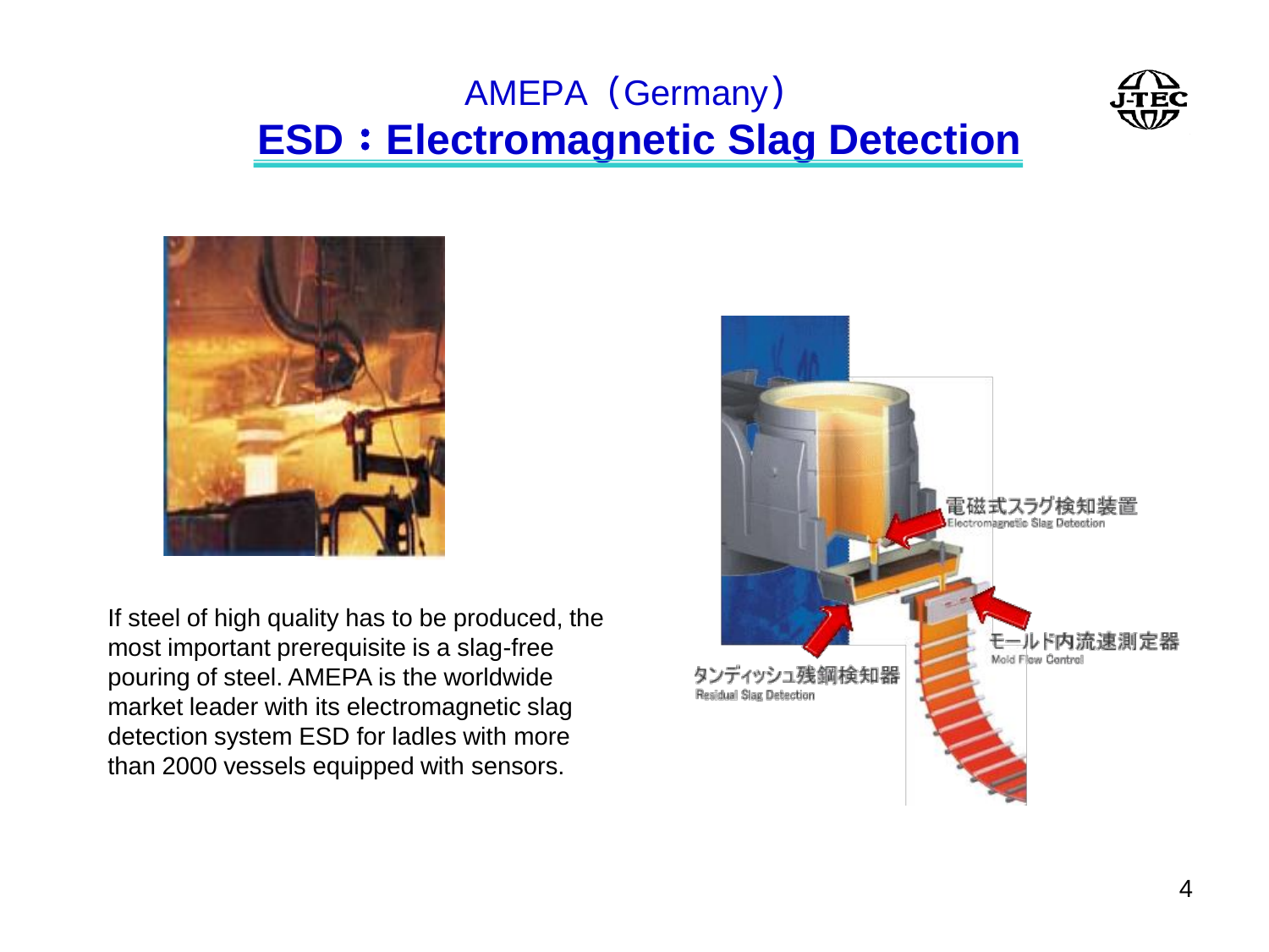AMEPA（Germany）

# ESD：Electromagnetic Slag Detection

電磁式スラグ検知装置
Electromagnetic Slag Detection

モールド内流速測定器
Mold Flow Control

タンディッシュ残鋼検知器
Residual Slag Detection

If steel of high quality has to be produced, the most important prerequisite is a slag-free pouring of steel. AMEPA is the worldwide market leader with its electromagnetic slag detection system ESD for ladles with more than 2000 vessels equipped with sensors.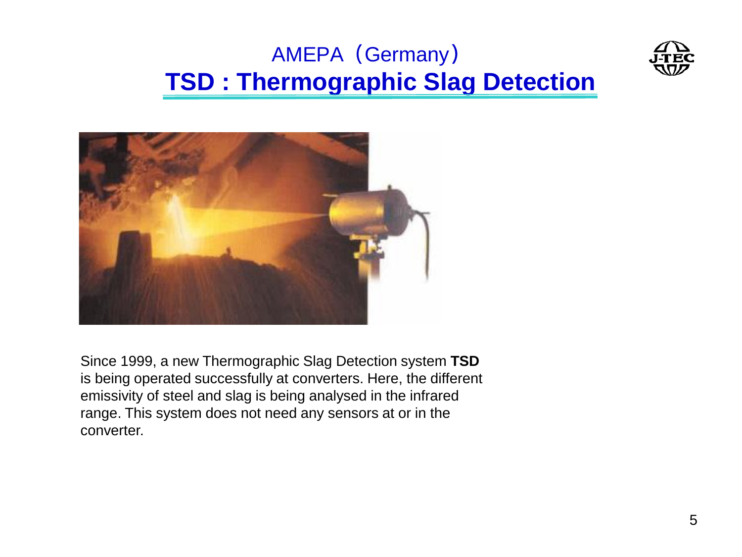AMEPA（Germany）

# TSD : Thermographic Slag Detection

Since 1999, a new Thermographic Slag Detection system **TSD** is being operated successfully at converters. Here, the different emissivity of steel and slag is being analysed in the infrared range. This system does not need any sensors at or in the converter.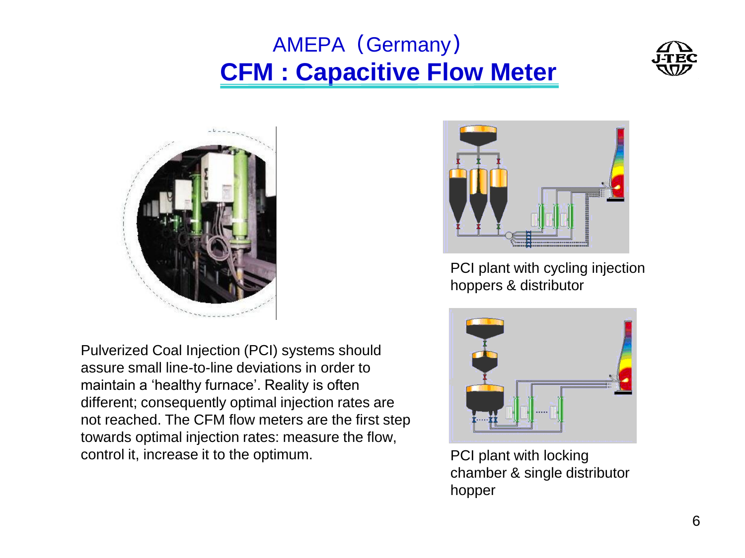# AMEPA（Germany）

## CFM : Capacitive Flow Meter

PCI plant with cycling injection hoppers & distributor

Pulverized Coal Injection (PCI) systems should assure small line-to-line deviations in order to maintain a ‘healthy furnace’. Reality is often different; consequently optimal injection rates are not reached. The CFM flow meters are the first step towards optimal injection rates: measure the flow, control it, increase it to the optimum.

PCI plant with locking chamber & single distributor hopper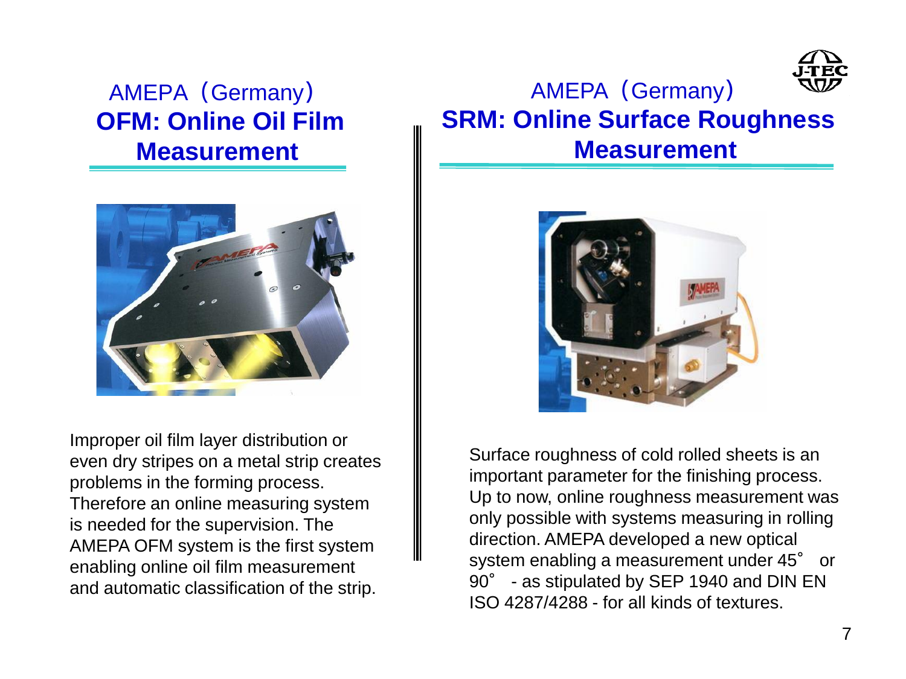## AMEPA（Germany）
## **OFM: Online Oil Film Measurement**

Improper oil film layer distribution or even dry stripes on a metal strip creates problems in the forming process. Therefore an online measuring system is needed for the supervision. The AMEPA OFM system is the first system enabling online oil film measurement and automatic classification of the strip.

## AMEPA（Germany）
## **SRM: Online Surface Roughness Measurement**

Surface roughness of cold rolled sheets is an important parameter for the finishing process. Up to now, online roughness measurement was only possible with systems measuring in rolling direction. AMEPA developed a new optical system enabling a measurement under 45° or 90° - as stipulated by SEP 1940 and DIN EN ISO 4287/4288 - for all kinds of textures.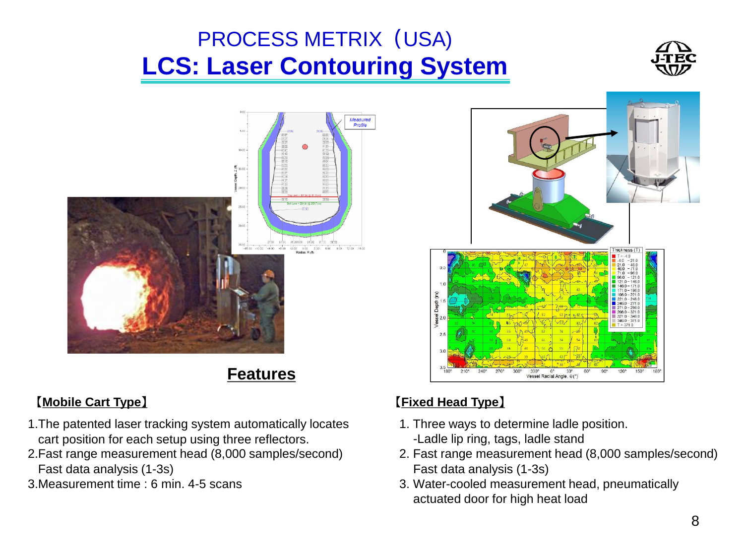# PROCESS METRIX（USA)

## LCS: Laser Contouring System

### Features

**【Mobile Cart Type】**

1. The patented laser tracking system automatically locates cart position for each setup using three reflectors.
2. Fast range measurement head (8,000 samples/second) Fast data analysis (1-3s)
3. Measurement time : 6 min. 4-5 scans

**【Fixed Head Type】**

1. Three ways to determine ladle position.
   -Ladle lip ring, tags, ladle stand
2. Fast range measurement head (8,000 samples/second) Fast data analysis (1-3s)
3. Water-cooled measurement head, pneumatically actuated door for high heat load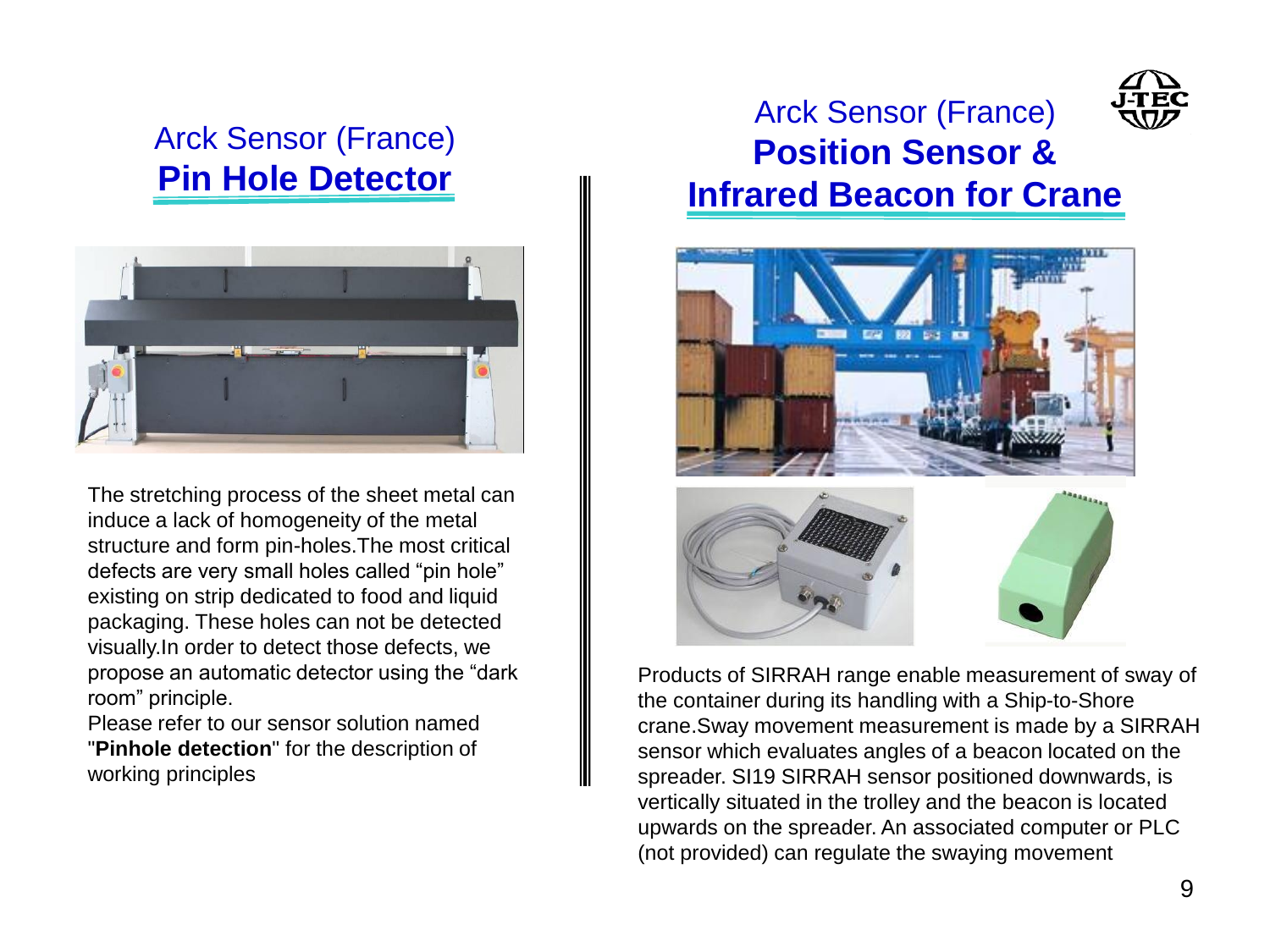## Arck Sensor (France)
## Pin Hole Detector

The stretching process of the sheet metal can induce a lack of homogeneity of the metal structure and form pin-holes.The most critical defects are very small holes called “pin hole” existing on strip dedicated to food and liquid packaging. These holes can not be detected visually.In order to detect those defects, we propose an automatic detector using the “dark room” principle.
Please refer to our sensor solution named "**Pinhole detection**" for the description of working principles

## Arck Sensor (France)
## Position Sensor & Infrared Beacon for Crane

Products of SIRRAH range enable measurement of sway of the container during its handling with a Ship-to-Shore crane.Sway movement measurement is made by a SIRRAH sensor which evaluates angles of a beacon located on the spreader. SI19 SIRRAH sensor positioned downwards, is vertically situated in the trolley and the beacon is located upwards on the spreader. An associated computer or PLC (not provided) can regulate the swaying movement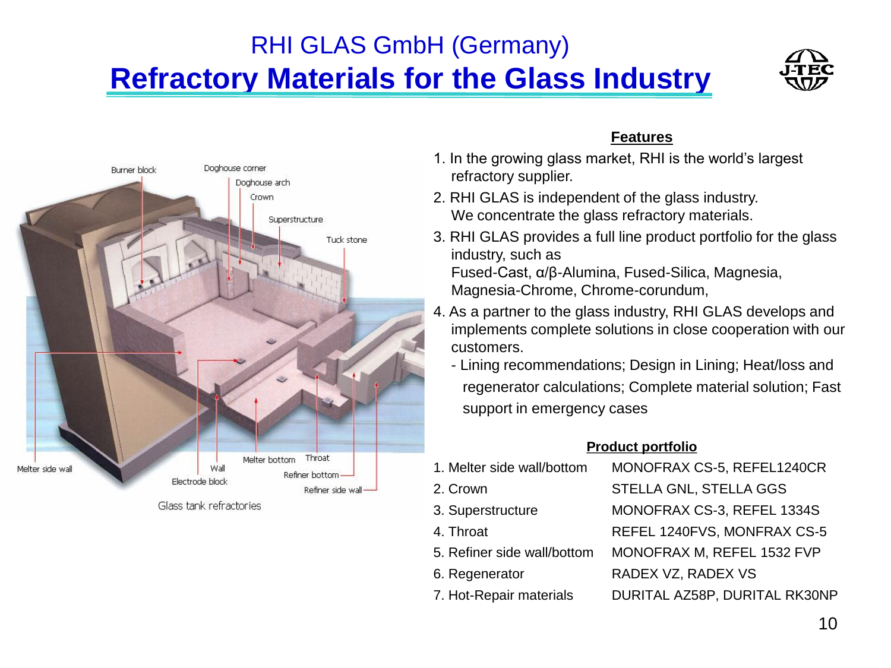# RHI GLAS GmbH (Germany)

## Refractory Materials for the Glass Industry

Burner block
Doghouse corner
Doghouse arch
Crown
Superstructure
Tuck stone
Melter side wall
Wall
Electrode block
Melter bottom
Throat
Refiner bottom
Refiner side wall

Glass tank refractories

### Features

1. In the growing glass market, RHI is the world's largest refractory supplier.
2. RHI GLAS is independent of the glass industry. We concentrate the glass refractory materials.
3. RHI GLAS provides a full line product portfolio for the glass industry, such as Fused-Cast, α/β-Alumina, Fused-Silica, Magnesia, Magnesia-Chrome, Chrome-corundum,
4. As a partner to the glass industry, RHI GLAS develops and implements complete solutions in close cooperation with our customers.
   - Lining recommendations; Design in Lining; Heat/loss and regenerator calculations; Complete material solution; Fast support in emergency cases

### Product portfolio

| | |
|---|---|
| 1. Melter side wall/bottom | MONOFRAX CS-5, REFEL1240CR |
| 2. Crown | STELLA GNL, STELLA GGS |
| 3. Superstructure | MONOFRAX CS-3, REFEL 1334S |
| 4. Throat | REFEL 1240FVS, MONFRAX CS-5 |
| 5. Refiner side wall/bottom | MONOFRAX M, REFEL 1532 FVP |
| 6. Regenerator | RADEX VZ, RADEX VS |
| 7. Hot-Repair materials | DURITAL AZ58P, DURITAL RK30NP |